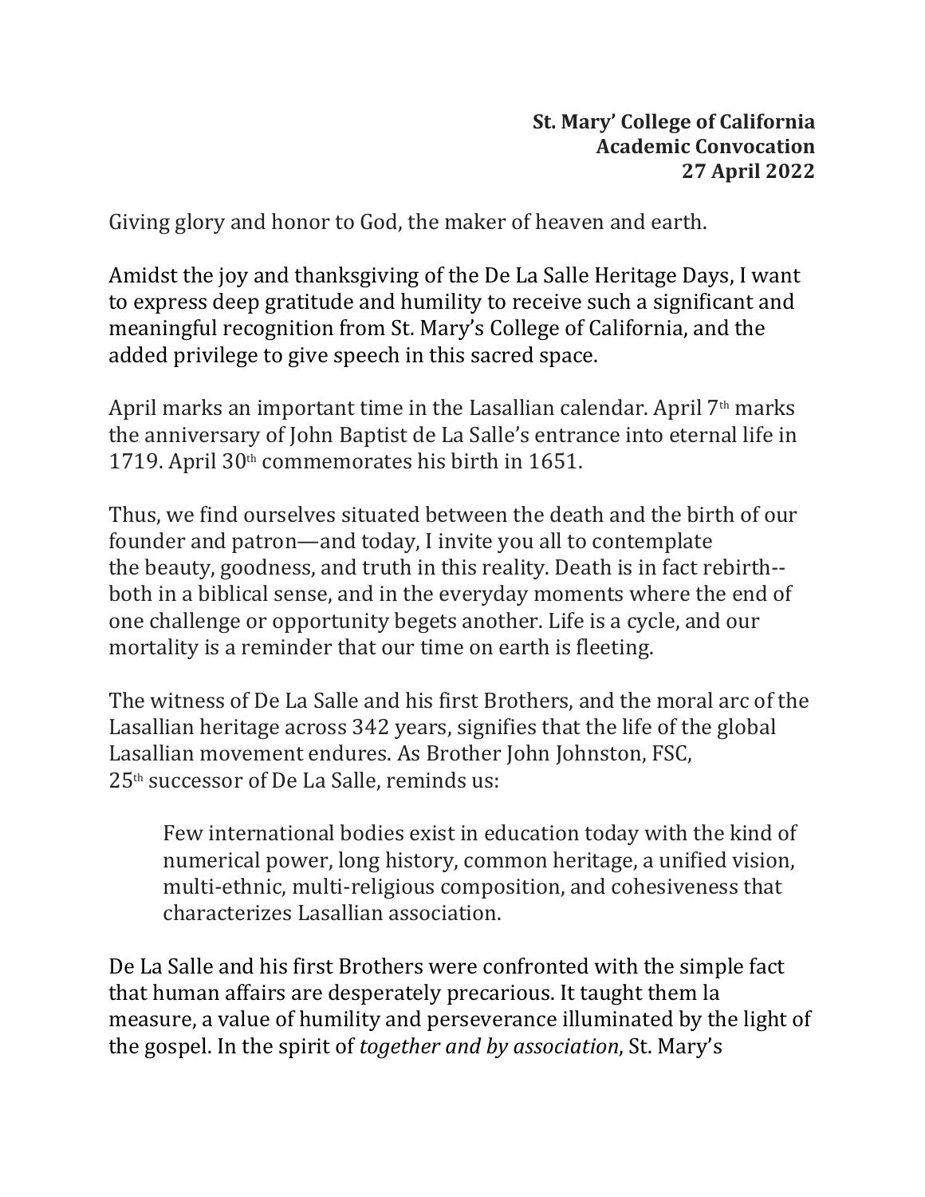**St. Mary' College of California**
**Academic Convocation**
**27 April 2022**

Giving glory and honor to God, the maker of heaven and earth.

Amidst the joy and thanksgiving of the De La Salle Heritage Days, I want to express deep gratitude and humility to receive such a significant and meaningful recognition from St. Mary's College of California, and the added privilege to give speech in this sacred space.

April marks an important time in the Lasallian calendar. April 7th marks the anniversary of John Baptist de La Salle's entrance into eternal life in 1719. April 30th commemorates his birth in 1651.

Thus, we find ourselves situated between the death and the birth of our founder and patron—and today, I invite you all to contemplate the beauty, goodness, and truth in this reality. Death is in fact rebirth-- both in a biblical sense, and in the everyday moments where the end of one challenge or opportunity begets another. Life is a cycle, and our mortality is a reminder that our time on earth is fleeting.

The witness of De La Salle and his first Brothers, and the moral arc of the Lasallian heritage across 342 years, signifies that the life of the global Lasallian movement endures. As Brother John Johnston, FSC, 25th successor of De La Salle, reminds us:

> Few international bodies exist in education today with the kind of numerical power, long history, common heritage, a unified vision, multi-ethnic, multi-religious composition, and cohesiveness that characterizes Lasallian association.

De La Salle and his first Brothers were confronted with the simple fact that human affairs are desperately precarious. It taught them la measure, a value of humility and perseverance illuminated by the light of the gospel. In the spirit of *together and by association*, St. Mary's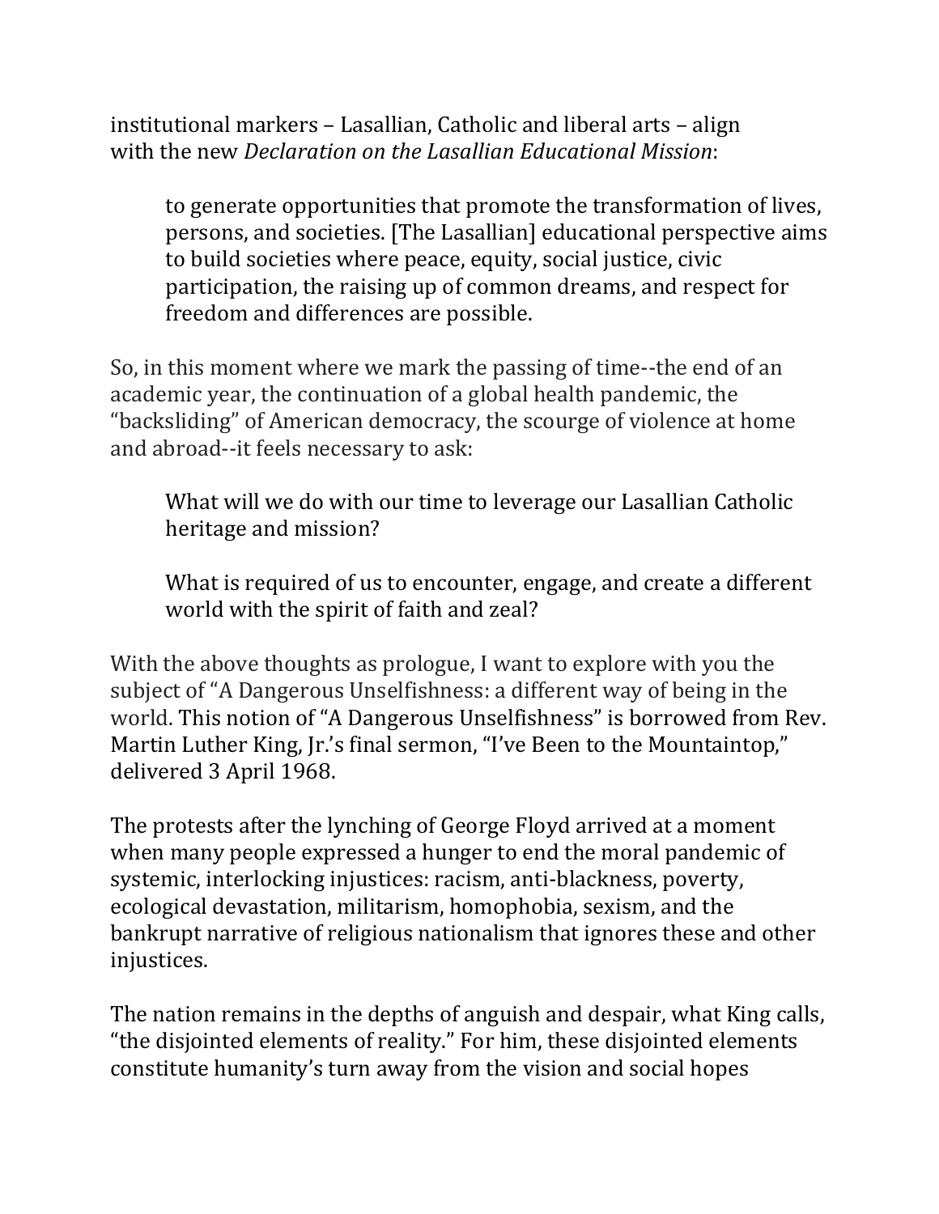institutional markers – Lasallian, Catholic and liberal arts – align with the new *Declaration on the Lasallian Educational Mission*:

> to generate opportunities that promote the transformation of lives, persons, and societies. [The Lasallian] educational perspective aims to build societies where peace, equity, social justice, civic participation, the raising up of common dreams, and respect for freedom and differences are possible.

So, in this moment where we mark the passing of time--the end of an academic year, the continuation of a global health pandemic, the "backsliding" of American democracy, the scourge of violence at home and abroad--it feels necessary to ask:

> What will we do with our time to leverage our Lasallian Catholic heritage and mission?
>
> What is required of us to encounter, engage, and create a different world with the spirit of faith and zeal?

With the above thoughts as prologue, I want to explore with you the subject of "A Dangerous Unselfishness: a different way of being in the world. This notion of "A Dangerous Unselfishness" is borrowed from Rev. Martin Luther King, Jr.'s final sermon, "I've Been to the Mountaintop," delivered 3 April 1968.

The protests after the lynching of George Floyd arrived at a moment when many people expressed a hunger to end the moral pandemic of systemic, interlocking injustices: racism, anti-blackness, poverty, ecological devastation, militarism, homophobia, sexism, and the bankrupt narrative of religious nationalism that ignores these and other injustices.

The nation remains in the depths of anguish and despair, what King calls, "the disjointed elements of reality." For him, these disjointed elements constitute humanity's turn away from the vision and social hopes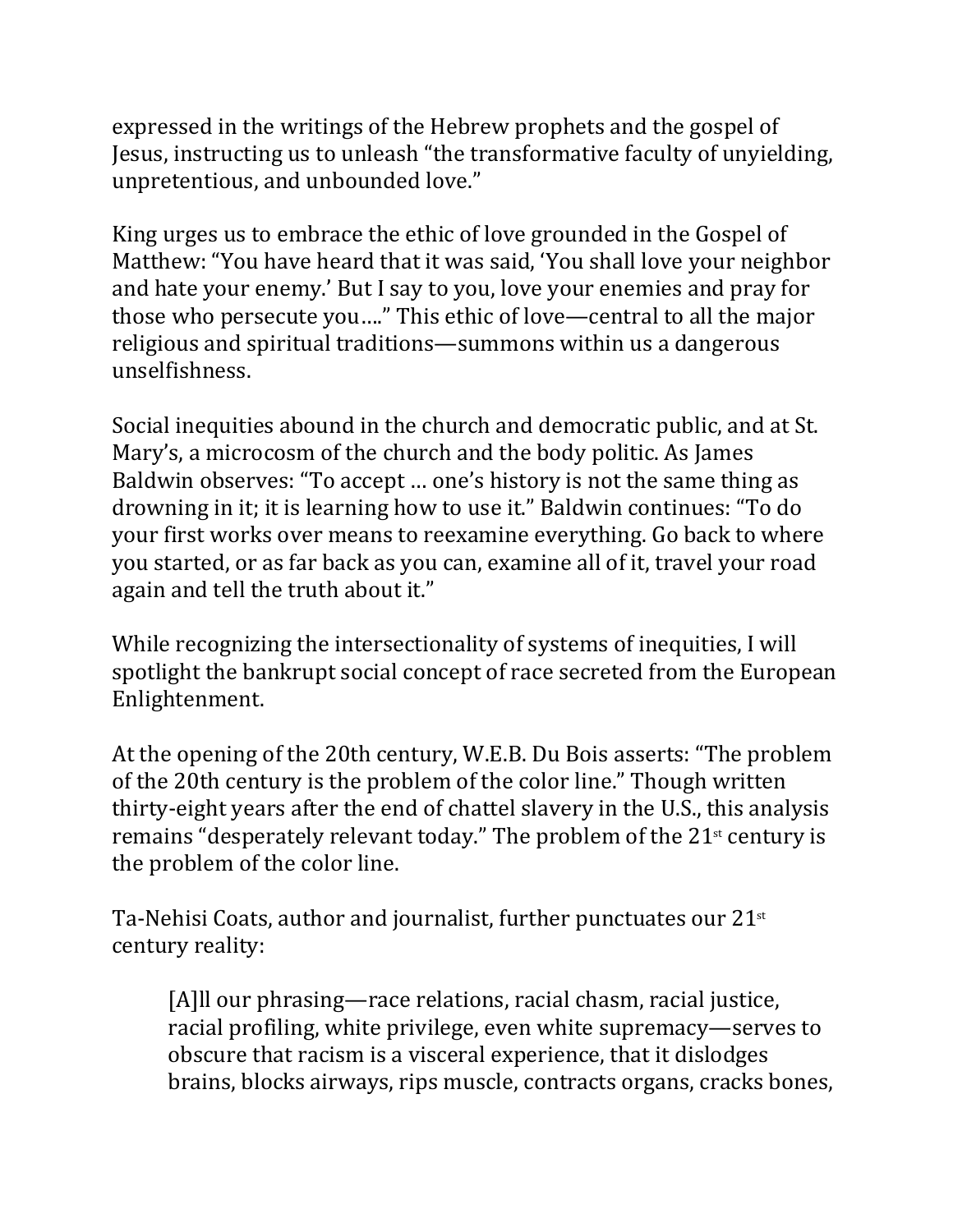expressed in the writings of the Hebrew prophets and the gospel of Jesus, instructing us to unleash "the transformative faculty of unyielding, unpretentious, and unbounded love."

King urges us to embrace the ethic of love grounded in the Gospel of Matthew: "You have heard that it was said, 'You shall love your neighbor and hate your enemy.' But I say to you, love your enemies and pray for those who persecute you…." This ethic of love—central to all the major religious and spiritual traditions—summons within us a dangerous unselfishness.

Social inequities abound in the church and democratic public, and at St. Mary's, a microcosm of the church and the body politic. As James Baldwin observes: "To accept … one's history is not the same thing as drowning in it; it is learning how to use it." Baldwin continues: "To do your first works over means to reexamine everything. Go back to where you started, or as far back as you can, examine all of it, travel your road again and tell the truth about it."

While recognizing the intersectionality of systems of inequities, I will spotlight the bankrupt social concept of race secreted from the European Enlightenment.

At the opening of the 20th century, W.E.B. Du Bois asserts: "The problem of the 20th century is the problem of the color line." Though written thirty-eight years after the end of chattel slavery in the U.S., this analysis remains "desperately relevant today." The problem of the 21st century is the problem of the color line.

Ta-Nehisi Coats, author and journalist, further punctuates our 21st century reality:

> [A]ll our phrasing—race relations, racial chasm, racial justice, racial profiling, white privilege, even white supremacy—serves to obscure that racism is a visceral experience, that it dislodges brains, blocks airways, rips muscle, contracts organs, cracks bones,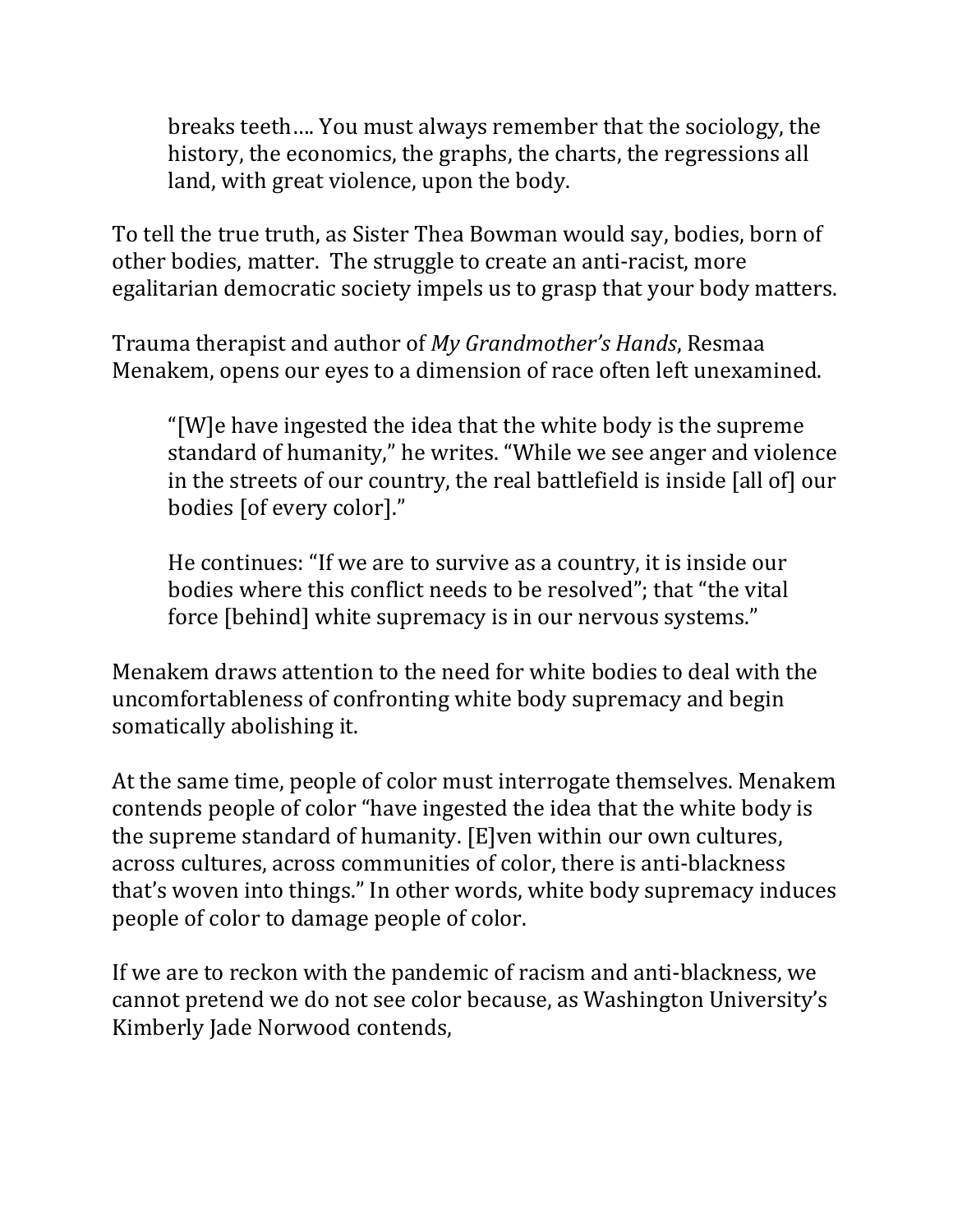> breaks teeth…. You must always remember that the sociology, the history, the economics, the graphs, the charts, the regressions all land, with great violence, upon the body.

To tell the true truth, as Sister Thea Bowman would say, bodies, born of other bodies, matter. The struggle to create an anti-racist, more egalitarian democratic society impels us to grasp that your body matters.

Trauma therapist and author of *My Grandmother's Hands*, Resmaa Menakem, opens our eyes to a dimension of race often left unexamined.

> "[W]e have ingested the idea that the white body is the supreme standard of humanity," he writes. "While we see anger and violence in the streets of our country, the real battlefield is inside [all of] our bodies [of every color]."
>
> He continues: "If we are to survive as a country, it is inside our bodies where this conflict needs to be resolved"; that "the vital force [behind] white supremacy is in our nervous systems."

Menakem draws attention to the need for white bodies to deal with the uncomfortableness of confronting white body supremacy and begin somatically abolishing it.

At the same time, people of color must interrogate themselves. Menakem contends people of color "have ingested the idea that the white body is the supreme standard of humanity. [E]ven within our own cultures, across cultures, across communities of color, there is anti-blackness that's woven into things." In other words, white body supremacy induces people of color to damage people of color.

If we are to reckon with the pandemic of racism and anti-blackness, we cannot pretend we do not see color because, as Washington University's Kimberly Jade Norwood contends,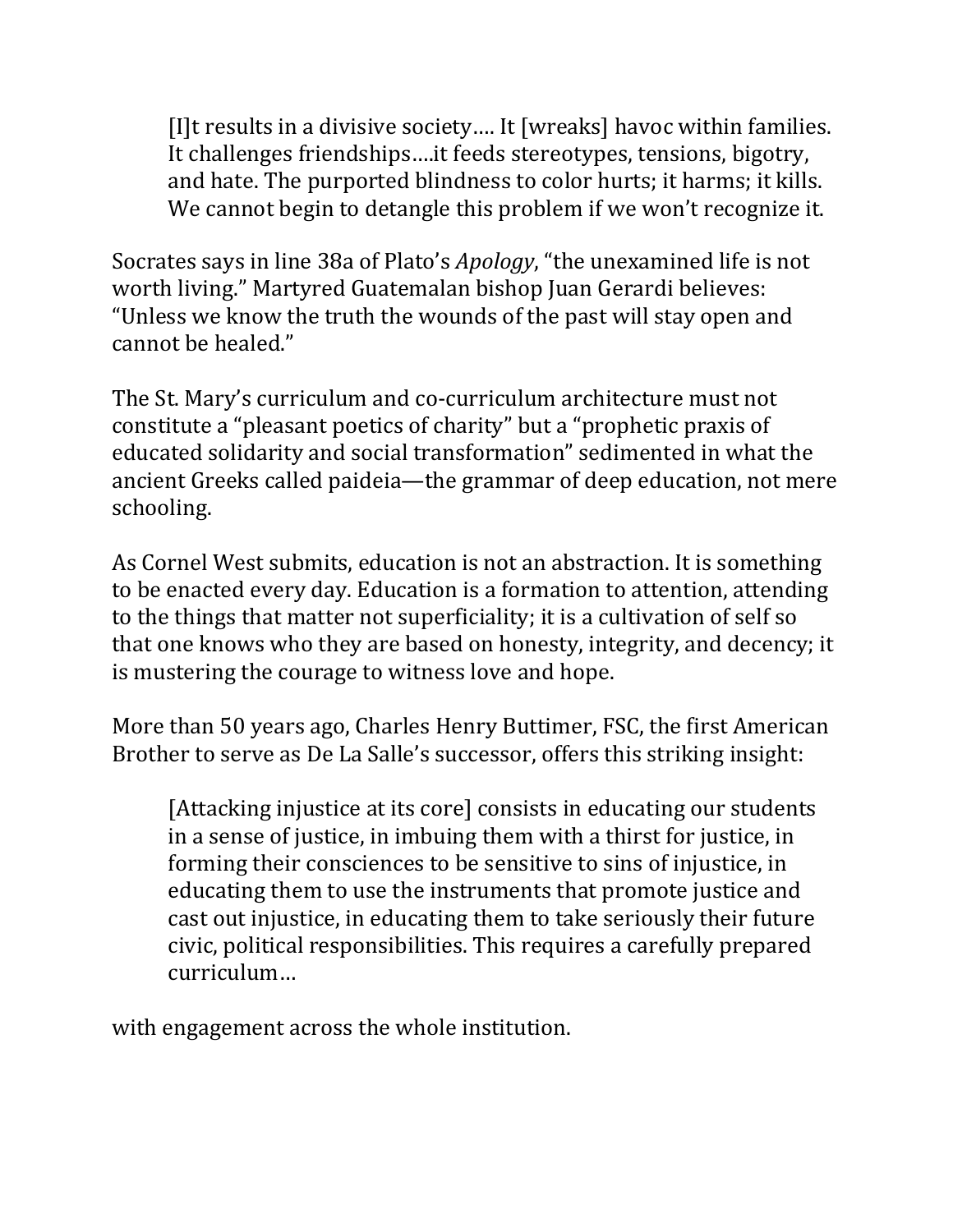> [I]t results in a divisive society…. It [wreaks] havoc within families. It challenges friendships….it feeds stereotypes, tensions, bigotry, and hate. The purported blindness to color hurts; it harms; it kills. We cannot begin to detangle this problem if we won't recognize it.

Socrates says in line 38a of Plato's *Apology*, "the unexamined life is not worth living." Martyred Guatemalan bishop Juan Gerardi believes: "Unless we know the truth the wounds of the past will stay open and cannot be healed."

The St. Mary's curriculum and co-curriculum architecture must not constitute a "pleasant poetics of charity" but a "prophetic praxis of educated solidarity and social transformation" sedimented in what the ancient Greeks called paideia—the grammar of deep education, not mere schooling.

As Cornel West submits, education is not an abstraction. It is something to be enacted every day. Education is a formation to attention, attending to the things that matter not superficiality; it is a cultivation of self so that one knows who they are based on honesty, integrity, and decency; it is mustering the courage to witness love and hope.

More than 50 years ago, Charles Henry Buttimer, FSC, the first American Brother to serve as De La Salle's successor, offers this striking insight:

> [Attacking injustice at its core] consists in educating our students in a sense of justice, in imbuing them with a thirst for justice, in forming their consciences to be sensitive to sins of injustice, in educating them to use the instruments that promote justice and cast out injustice, in educating them to take seriously their future civic, political responsibilities. This requires a carefully prepared curriculum…

with engagement across the whole institution.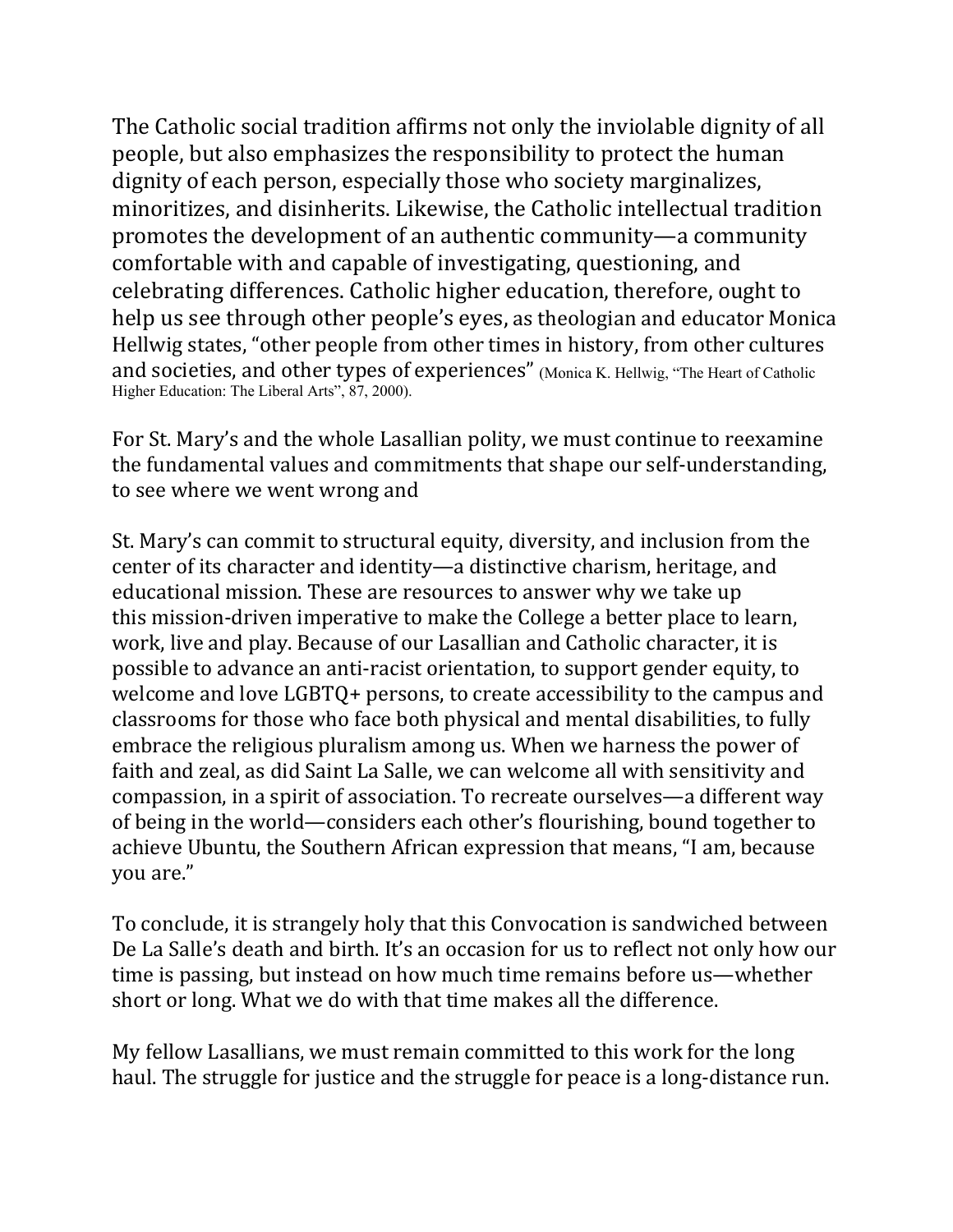The Catholic social tradition affirms not only the inviolable dignity of all people, but also emphasizes the responsibility to protect the human dignity of each person, especially those who society marginalizes, minoritizes, and disinherits. Likewise, the Catholic intellectual tradition promotes the development of an authentic community—a community comfortable with and capable of investigating, questioning, and celebrating differences. Catholic higher education, therefore, ought to help us see through other people's eyes, as theologian and educator Monica Hellwig states, "other people from other times in history, from other cultures and societies, and other types of experiences" (Monica K. Hellwig, "The Heart of Catholic Higher Education: The Liberal Arts", 87, 2000).

For St. Mary's and the whole Lasallian polity, we must continue to reexamine the fundamental values and commitments that shape our self-understanding, to see where we went wrong and

St. Mary's can commit to structural equity, diversity, and inclusion from the center of its character and identity—a distinctive charism, heritage, and educational mission. These are resources to answer why we take up this mission-driven imperative to make the College a better place to learn, work, live and play. Because of our Lasallian and Catholic character, it is possible to advance an anti-racist orientation, to support gender equity, to welcome and love LGBTQ+ persons, to create accessibility to the campus and classrooms for those who face both physical and mental disabilities, to fully embrace the religious pluralism among us. When we harness the power of faith and zeal, as did Saint La Salle, we can welcome all with sensitivity and compassion, in a spirit of association. To recreate ourselves—a different way of being in the world—considers each other's flourishing, bound together to achieve Ubuntu, the Southern African expression that means, "I am, because you are."

To conclude, it is strangely holy that this Convocation is sandwiched between De La Salle's death and birth. It's an occasion for us to reflect not only how our time is passing, but instead on how much time remains before us—whether short or long. What we do with that time makes all the difference.

My fellow Lasallians, we must remain committed to this work for the long haul. The struggle for justice and the struggle for peace is a long-distance run.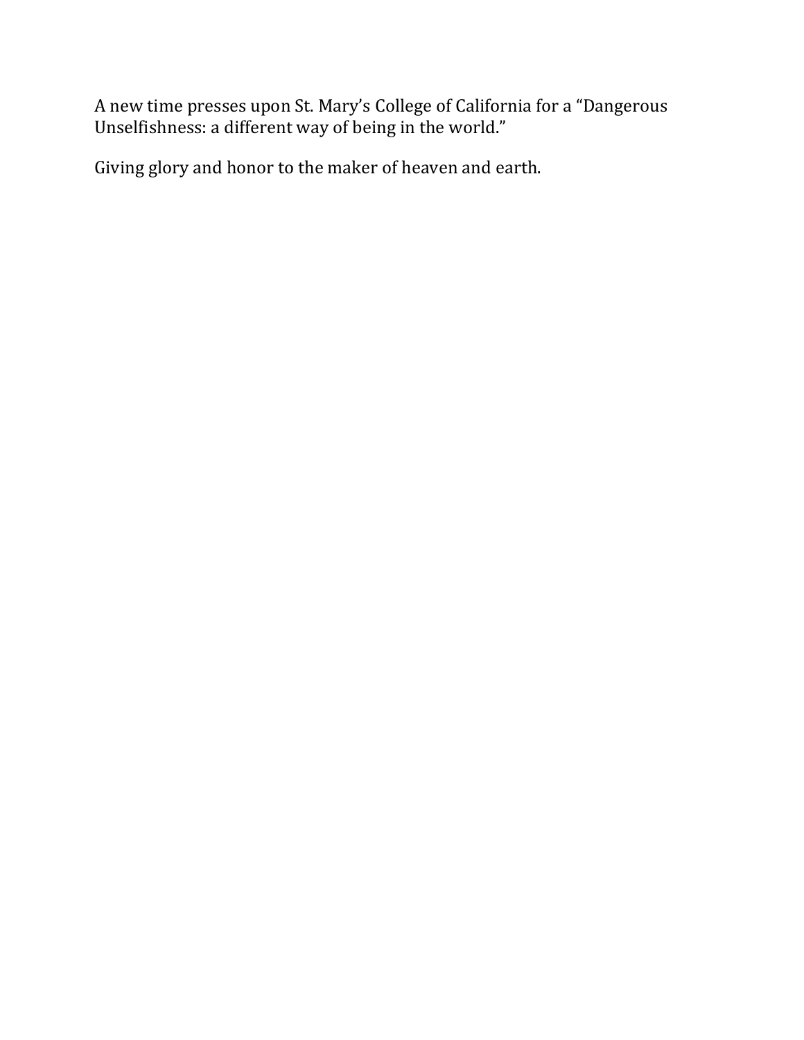A new time presses upon St. Mary's College of California for a "Dangerous Unselfishness: a different way of being in the world."

Giving glory and honor to the maker of heaven and earth.